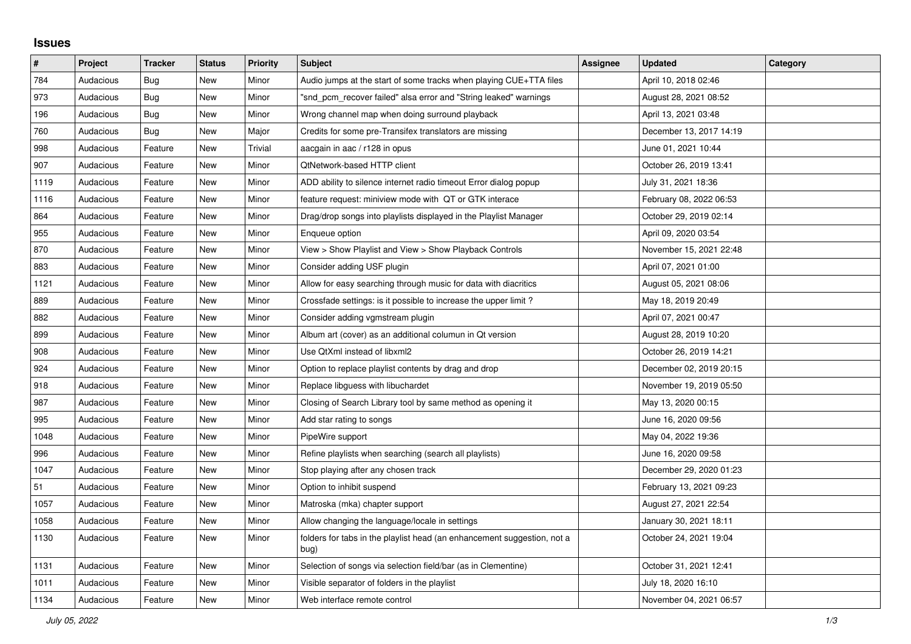## Issues

| # | Project | Tracker | Status | Priority | Subject | Assignee | Updated | Category |
|---|---|---|---|---|---|---|---|---|
| 784 | Audacious | Bug | New | Minor | Audio jumps at the start of some tracks when playing CUE+TTA files | | April 10, 2018 02:46 | |
| 973 | Audacious | Bug | New | Minor | "snd_pcm_recover failed" alsa error and "String leaked" warnings | | August 28, 2021 08:52 | |
| 196 | Audacious | Bug | New | Minor | Wrong channel map when doing surround playback | | April 13, 2021 03:48 | |
| 760 | Audacious | Bug | New | Major | Credits for some pre-Transifex translators are missing | | December 13, 2017 14:19 | |
| 998 | Audacious | Feature | New | Trivial | aacgain in aac / r128 in opus | | June 01, 2021 10:44 | |
| 907 | Audacious | Feature | New | Minor | QtNetwork-based HTTP client | | October 26, 2019 13:41 | |
| 1119 | Audacious | Feature | New | Minor | ADD ability to silence internet radio timeout Error dialog popup | | July 31, 2021 18:36 | |
| 1116 | Audacious | Feature | New | Minor | feature request: miniview mode with QT or GTK interace | | February 08, 2022 06:53 | |
| 864 | Audacious | Feature | New | Minor | Drag/drop songs into playlists displayed in the Playlist Manager | | October 29, 2019 02:14 | |
| 955 | Audacious | Feature | New | Minor | Enqueue option | | April 09, 2020 03:54 | |
| 870 | Audacious | Feature | New | Minor | View > Show Playlist and View > Show Playback Controls | | November 15, 2021 22:48 | |
| 883 | Audacious | Feature | New | Minor | Consider adding USF plugin | | April 07, 2021 01:00 | |
| 1121 | Audacious | Feature | New | Minor | Allow for easy searching through music for data with diacritics | | August 05, 2021 08:06 | |
| 889 | Audacious | Feature | New | Minor | Crossfade settings: is it possible to increase the upper limit ? | | May 18, 2019 20:49 | |
| 882 | Audacious | Feature | New | Minor | Consider adding vgmstream plugin | | April 07, 2021 00:47 | |
| 899 | Audacious | Feature | New | Minor | Album art (cover) as an additional columun in Qt version | | August 28, 2019 10:20 | |
| 908 | Audacious | Feature | New | Minor | Use QtXml instead of libxml2 | | October 26, 2019 14:21 | |
| 924 | Audacious | Feature | New | Minor | Option to replace playlist contents by drag and drop | | December 02, 2019 20:15 | |
| 918 | Audacious | Feature | New | Minor | Replace libguess with libuchardet | | November 19, 2019 05:50 | |
| 987 | Audacious | Feature | New | Minor | Closing of Search Library tool by same method as opening it | | May 13, 2020 00:15 | |
| 995 | Audacious | Feature | New | Minor | Add star rating to songs | | June 16, 2020 09:56 | |
| 1048 | Audacious | Feature | New | Minor | PipeWire support | | May 04, 2022 19:36 | |
| 996 | Audacious | Feature | New | Minor | Refine playlists when searching (search all playlists) | | June 16, 2020 09:58 | |
| 1047 | Audacious | Feature | New | Minor | Stop playing after any chosen track | | December 29, 2020 01:23 | |
| 51 | Audacious | Feature | New | Minor | Option to inhibit suspend | | February 13, 2021 09:23 | |
| 1057 | Audacious | Feature | New | Minor | Matroska (mka) chapter support | | August 27, 2021 22:54 | |
| 1058 | Audacious | Feature | New | Minor | Allow changing the language/locale in settings | | January 30, 2021 18:11 | |
| 1130 | Audacious | Feature | New | Minor | folders for tabs in the playlist head (an enhancement suggestion, not a bug) | | October 24, 2021 19:04 | |
| 1131 | Audacious | Feature | New | Minor | Selection of songs via selection field/bar (as in Clementine) | | October 31, 2021 12:41 | |
| 1011 | Audacious | Feature | New | Minor | Visible separator of folders in the playlist | | July 18, 2020 16:10 | |
| 1134 | Audacious | Feature | New | Minor | Web interface remote control | | November 04, 2021 06:57 | |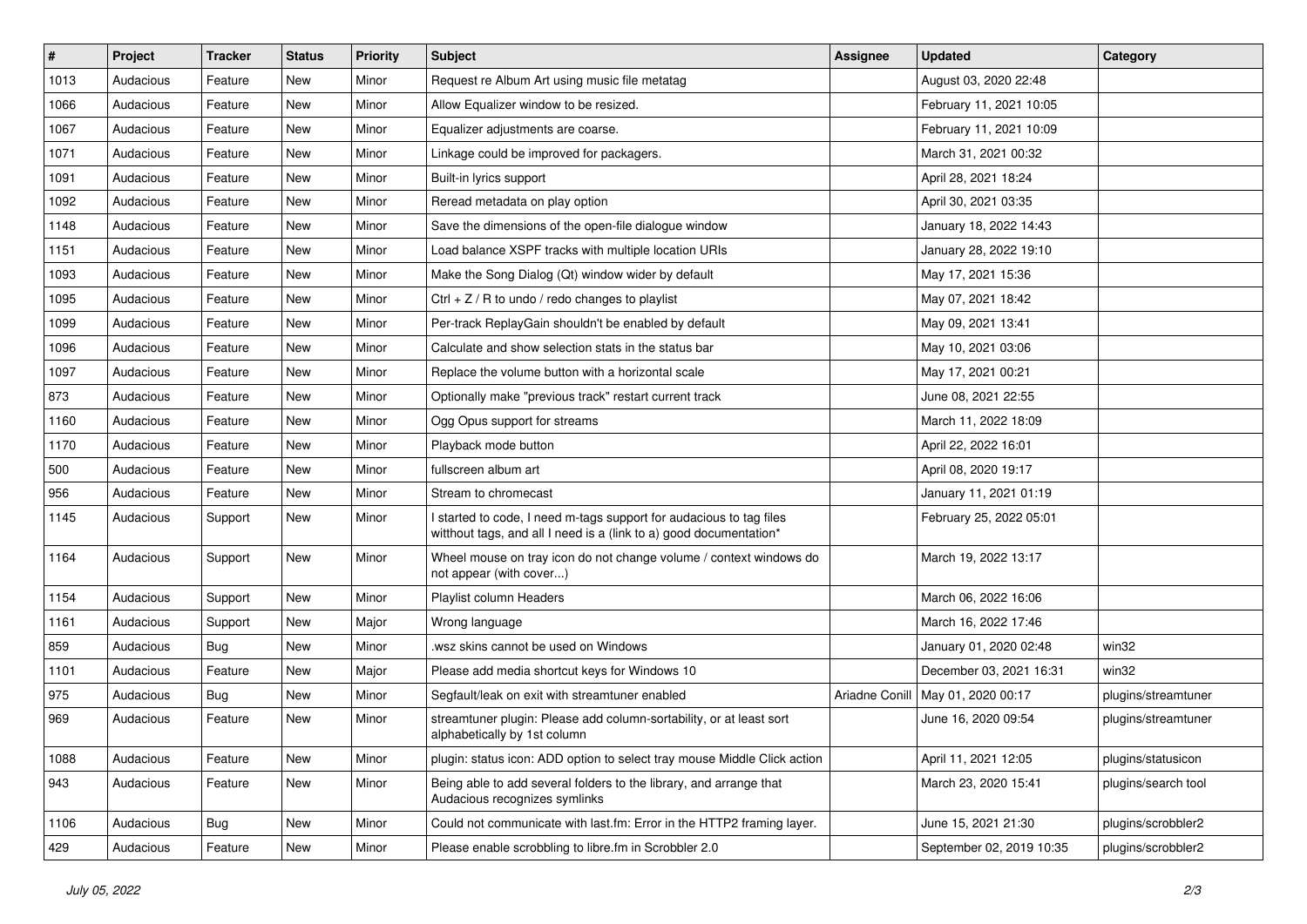| # | Project | Tracker | Status | Priority | Subject | Assignee | Updated | Category |
|---|---|---|---|---|---|---|---|---|
| 1013 | Audacious | Feature | New | Minor | Request re Album Art using music file metatag | | August 03, 2020 22:48 | |
| 1066 | Audacious | Feature | New | Minor | Allow Equalizer window to be resized. | | February 11, 2021 10:05 | |
| 1067 | Audacious | Feature | New | Minor | Equalizer adjustments are coarse. | | February 11, 2021 10:09 | |
| 1071 | Audacious | Feature | New | Minor | Linkage could be improved for packagers. | | March 31, 2021 00:32 | |
| 1091 | Audacious | Feature | New | Minor | Built-in lyrics support | | April 28, 2021 18:24 | |
| 1092 | Audacious | Feature | New | Minor | Reread metadata on play option | | April 30, 2021 03:35 | |
| 1148 | Audacious | Feature | New | Minor | Save the dimensions of the open-file dialogue window | | January 18, 2022 14:43 | |
| 1151 | Audacious | Feature | New | Minor | Load balance XSPF tracks with multiple location URIs | | January 28, 2022 19:10 | |
| 1093 | Audacious | Feature | New | Minor | Make the Song Dialog (Qt) window wider by default | | May 17, 2021 15:36 | |
| 1095 | Audacious | Feature | New | Minor | Ctrl + Z / R to undo / redo changes to playlist | | May 07, 2021 18:42 | |
| 1099 | Audacious | Feature | New | Minor | Per-track ReplayGain shouldn't be enabled by default | | May 09, 2021 13:41 | |
| 1096 | Audacious | Feature | New | Minor | Calculate and show selection stats in the status bar | | May 10, 2021 03:06 | |
| 1097 | Audacious | Feature | New | Minor | Replace the volume button with a horizontal scale | | May 17, 2021 00:21 | |
| 873 | Audacious | Feature | New | Minor | Optionally make "previous track" restart current track | | June 08, 2021 22:55 | |
| 1160 | Audacious | Feature | New | Minor | Ogg Opus support for streams | | March 11, 2022 18:09 | |
| 1170 | Audacious | Feature | New | Minor | Playback mode button | | April 22, 2022 16:01 | |
| 500 | Audacious | Feature | New | Minor | fullscreen album art | | April 08, 2020 19:17 | |
| 956 | Audacious | Feature | New | Minor | Stream to chromecast | | January 11, 2021 01:19 | |
| 1145 | Audacious | Support | New | Minor | I started to code, I need m-tags support for audacious to tag files witthout tags, and all I need is a (link to a) good documentation* | | February 25, 2022 05:01 | |
| 1164 | Audacious | Support | New | Minor | Wheel mouse on tray icon do not change volume / context windows do not appear (with cover...) | | March 19, 2022 13:17 | |
| 1154 | Audacious | Support | New | Minor | Playlist column Headers | | March 06, 2022 16:06 | |
| 1161 | Audacious | Support | New | Major | Wrong language | | March 16, 2022 17:46 | |
| 859 | Audacious | Bug | New | Minor | .wsz skins cannot be used on Windows | | January 01, 2020 02:48 | win32 |
| 1101 | Audacious | Feature | New | Major | Please add media shortcut keys for Windows 10 | | December 03, 2021 16:31 | win32 |
| 975 | Audacious | Bug | New | Minor | Segfault/leak on exit with streamtuner enabled | Ariadne Conill | May 01, 2020 00:17 | plugins/streamtuner |
| 969 | Audacious | Feature | New | Minor | streamtuner plugin: Please add column-sortability, or at least sort alphabetically by 1st column | | June 16, 2020 09:54 | plugins/streamtuner |
| 1088 | Audacious | Feature | New | Minor | plugin: status icon: ADD option to select tray mouse Middle Click action | | April 11, 2021 12:05 | plugins/statusicon |
| 943 | Audacious | Feature | New | Minor | Being able to add several folders to the library, and arrange that Audacious recognizes symlinks | | March 23, 2020 15:41 | plugins/search tool |
| 1106 | Audacious | Bug | New | Minor | Could not communicate with last.fm: Error in the HTTP2 framing layer. | | June 15, 2021 21:30 | plugins/scrobbler2 |
| 429 | Audacious | Feature | New | Minor | Please enable scrobbling to libre.fm in Scrobbler 2.0 | | September 02, 2019 10:35 | plugins/scrobbler2 |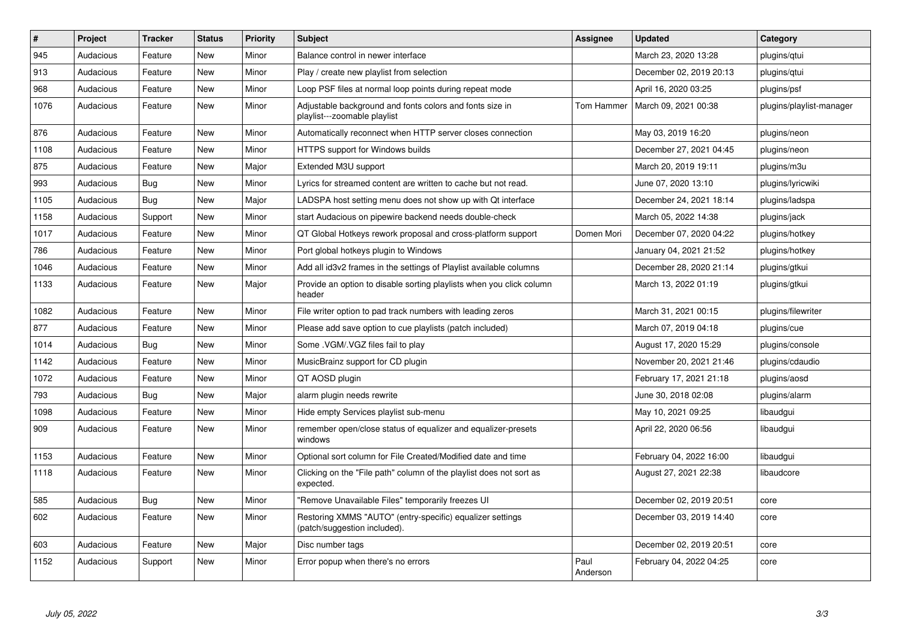| # | Project | Tracker | Status | Priority | Subject | Assignee | Updated | Category |
|---|---|---|---|---|---|---|---|---|
| 945 | Audacious | Feature | New | Minor | Balance control in newer interface | | March 23, 2020 13:28 | plugins/qtui |
| 913 | Audacious | Feature | New | Minor | Play / create new playlist from selection | | December 02, 2019 20:13 | plugins/qtui |
| 968 | Audacious | Feature | New | Minor | Loop PSF files at normal loop points during repeat mode | | April 16, 2020 03:25 | plugins/psf |
| 1076 | Audacious | Feature | New | Minor | Adjustable background and fonts colors and fonts size in playlist---zoomable playlist | Tom Hammer | March 09, 2021 00:38 | plugins/playlist-manager |
| 876 | Audacious | Feature | New | Minor | Automatically reconnect when HTTP server closes connection | | May 03, 2019 16:20 | plugins/neon |
| 1108 | Audacious | Feature | New | Minor | HTTPS support for Windows builds | | December 27, 2021 04:45 | plugins/neon |
| 875 | Audacious | Feature | New | Major | Extended M3U support | | March 20, 2019 19:11 | plugins/m3u |
| 993 | Audacious | Bug | New | Minor | Lyrics for streamed content are written to cache but not read. | | June 07, 2020 13:10 | plugins/lyricwiki |
| 1105 | Audacious | Bug | New | Major | LADSPA host setting menu does not show up with Qt interface | | December 24, 2021 18:14 | plugins/ladspa |
| 1158 | Audacious | Support | New | Minor | start Audacious on pipewire backend needs double-check | | March 05, 2022 14:38 | plugins/jack |
| 1017 | Audacious | Feature | New | Minor | QT Global Hotkeys rework proposal and cross-platform support | Domen Mori | December 07, 2020 04:22 | plugins/hotkey |
| 786 | Audacious | Feature | New | Minor | Port global hotkeys plugin to Windows | | January 04, 2021 21:52 | plugins/hotkey |
| 1046 | Audacious | Feature | New | Minor | Add all id3v2 frames in the settings of Playlist available columns | | December 28, 2020 21:14 | plugins/gtkui |
| 1133 | Audacious | Feature | New | Major | Provide an option to disable sorting playlists when you click column header | | March 13, 2022 01:19 | plugins/gtkui |
| 1082 | Audacious | Feature | New | Minor | File writer option to pad track numbers with leading zeros | | March 31, 2021 00:15 | plugins/filewriter |
| 877 | Audacious | Feature | New | Minor | Please add save option to cue playlists (patch included) | | March 07, 2019 04:18 | plugins/cue |
| 1014 | Audacious | Bug | New | Minor | Some .VGM/.VGZ files fail to play | | August 17, 2020 15:29 | plugins/console |
| 1142 | Audacious | Feature | New | Minor | MusicBrainz support for CD plugin | | November 20, 2021 21:46 | plugins/cdaudio |
| 1072 | Audacious | Feature | New | Minor | QT AOSD plugin | | February 17, 2021 21:18 | plugins/aosd |
| 793 | Audacious | Bug | New | Major | alarm plugin needs rewrite | | June 30, 2018 02:08 | plugins/alarm |
| 1098 | Audacious | Feature | New | Minor | Hide empty Services playlist sub-menu | | May 10, 2021 09:25 | libaudgui |
| 909 | Audacious | Feature | New | Minor | remember open/close status of equalizer and equalizer-presets windows | | April 22, 2020 06:56 | libaudgui |
| 1153 | Audacious | Feature | New | Minor | Optional sort column for File Created/Modified date and time | | February 04, 2022 16:00 | libaudgui |
| 1118 | Audacious | Feature | New | Minor | Clicking on the "File path" column of the playlist does not sort as expected. | | August 27, 2021 22:38 | libaudcore |
| 585 | Audacious | Bug | New | Minor | "Remove Unavailable Files" temporarily freezes UI | | December 02, 2019 20:51 | core |
| 602 | Audacious | Feature | New | Minor | Restoring XMMS "AUTO" (entry-specific) equalizer settings (patch/suggestion included). | | December 03, 2019 14:40 | core |
| 603 | Audacious | Feature | New | Major | Disc number tags | | December 02, 2019 20:51 | core |
| 1152 | Audacious | Support | New | Minor | Error popup when there's no errors | Paul Anderson | February 04, 2022 04:25 | core |